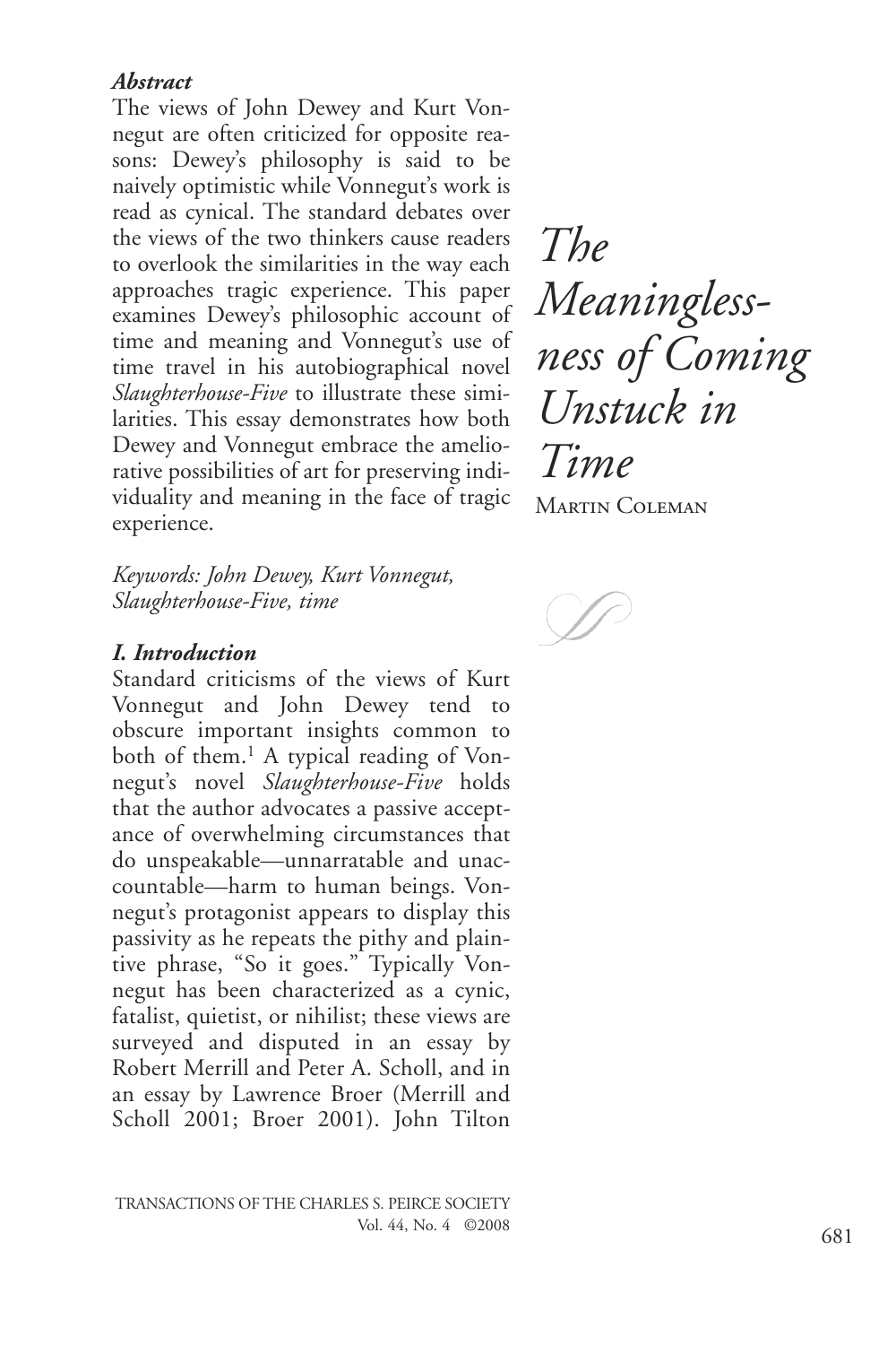# The Meaninglessness of Coming Unstuck in Time

Martin Coleman

***Abstract***

The views of John Dewey and Kurt Vonnegut are often criticized for opposite reasons: Dewey's philosophy is said to be naively optimistic while Vonnegut's work is read as cynical. The standard debates over the views of the two thinkers cause readers to overlook the similarities in the way each approaches tragic experience. This paper examines Dewey's philosophic account of time and meaning and Vonnegut's use of time travel in his autobiographical novel *Slaughterhouse-Five* to illustrate these similarities. This essay demonstrates how both Dewey and Vonnegut embrace the ameliorative possibilities of art for preserving individuality and meaning in the face of tragic experience.

*Keywords: John Dewey, Kurt Vonnegut, Slaughterhouse-Five, time*

## *I. Introduction*

Standard criticisms of the views of Kurt Vonnegut and John Dewey tend to obscure important insights common to both of them.[1] A typical reading of Vonnegut's novel *Slaughterhouse-Five* holds that the author advocates a passive acceptance of overwhelming circumstances that do unspeakable—unnarratable and unaccountable—harm to human beings. Vonnegut's protagonist appears to display this passivity as he repeats the pithy and plaintive phrase, "So it goes." Typically Vonnegut has been characterized as a cynic, fatalist, quietist, or nihilist; these views are surveyed and disputed in an essay by Robert Merrill and Peter A. Scholl, and in an essay by Lawrence Broer (Merrill and Scholl 2001; Broer 2001). John Tilton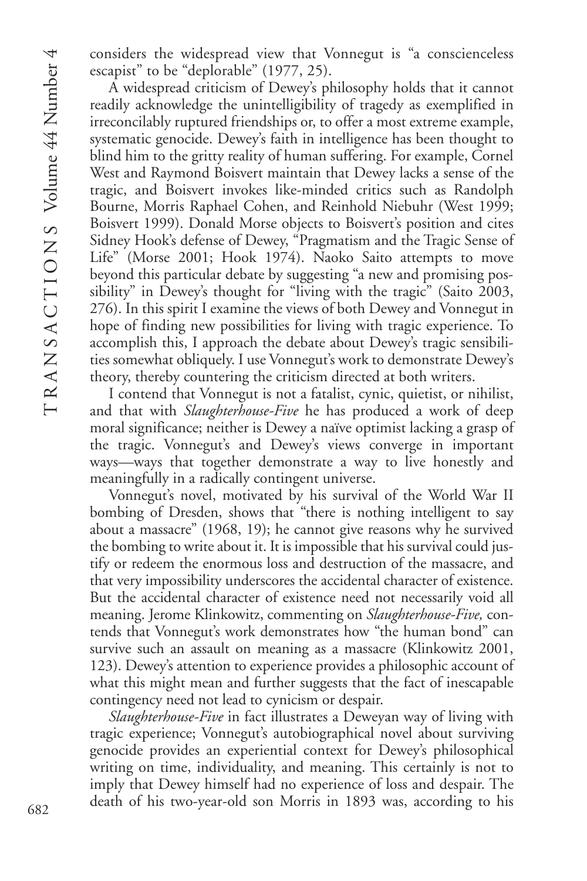considers the widespread view that Vonnegut is "a conscienceless escapist" to be "deplorable" (1977, 25).

A widespread criticism of Dewey's philosophy holds that it cannot readily acknowledge the unintelligibility of tragedy as exemplified in irreconcilably ruptured friendships or, to offer a most extreme example, systematic genocide. Dewey's faith in intelligence has been thought to blind him to the gritty reality of human suffering. For example, Cornel West and Raymond Boisvert maintain that Dewey lacks a sense of the tragic, and Boisvert invokes like-minded critics such as Randolph Bourne, Morris Raphael Cohen, and Reinhold Niebuhr (West 1999; Boisvert 1999). Donald Morse objects to Boisvert's position and cites Sidney Hook's defense of Dewey, "Pragmatism and the Tragic Sense of Life" (Morse 2001; Hook 1974). Naoko Saito attempts to move beyond this particular debate by suggesting "a new and promising possibility" in Dewey's thought for "living with the tragic" (Saito 2003, 276). In this spirit I examine the views of both Dewey and Vonnegut in hope of finding new possibilities for living with tragic experience. To accomplish this, I approach the debate about Dewey's tragic sensibilities somewhat obliquely. I use Vonnegut's work to demonstrate Dewey's theory, thereby countering the criticism directed at both writers.

I contend that Vonnegut is not a fatalist, cynic, quietist, or nihilist, and that with *Slaughterhouse-Five* he has produced a work of deep moral significance; neither is Dewey a naïve optimist lacking a grasp of the tragic. Vonnegut's and Dewey's views converge in important ways—ways that together demonstrate a way to live honestly and meaningfully in a radically contingent universe.

Vonnegut's novel, motivated by his survival of the World War II bombing of Dresden, shows that "there is nothing intelligent to say about a massacre" (1968, 19); he cannot give reasons why he survived the bombing to write about it. It is impossible that his survival could justify or redeem the enormous loss and destruction of the massacre, and that very impossibility underscores the accidental character of existence. But the accidental character of existence need not necessarily void all meaning. Jerome Klinkowitz, commenting on *Slaughterhouse-Five,* contends that Vonnegut's work demonstrates how "the human bond" can survive such an assault on meaning as a massacre (Klinkowitz 2001, 123). Dewey's attention to experience provides a philosophic account of what this might mean and further suggests that the fact of inescapable contingency need not lead to cynicism or despair.

*Slaughterhouse-Five* in fact illustrates a Deweyan way of living with tragic experience; Vonnegut's autobiographical novel about surviving genocide provides an experiential context for Dewey's philosophical writing on time, individuality, and meaning. This certainly is not to imply that Dewey himself had no experience of loss and despair. The death of his two-year-old son Morris in 1893 was, according to his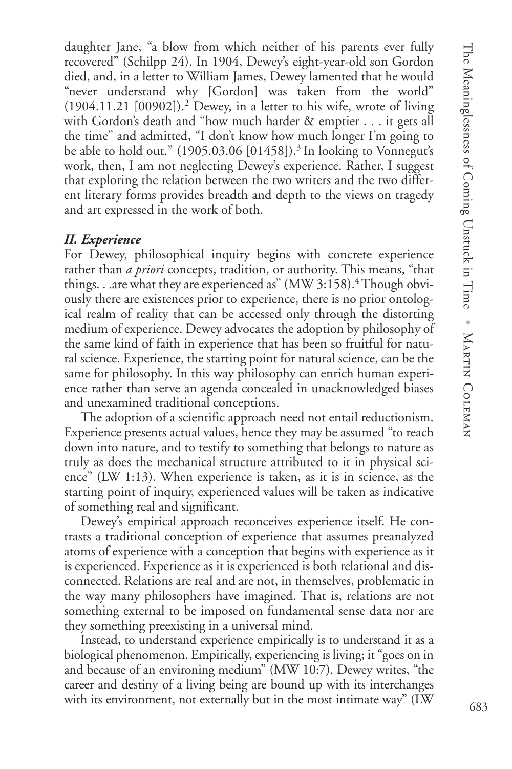daughter Jane, "a blow from which neither of his parents ever fully recovered" (Schilpp 24). In 1904, Dewey's eight-year-old son Gordon died, and, in a letter to William James, Dewey lamented that he would "never understand why [Gordon] was taken from the world" (1904.11.21 [00902]).[2] Dewey, in a letter to his wife, wrote of living with Gordon's death and "how much harder & emptier . . . it gets all the time" and admitted, "I don't know how much longer I'm going to be able to hold out." (1905.03.06 [01458]).[3] In looking to Vonnegut's work, then, I am not neglecting Dewey's experience. Rather, I suggest that exploring the relation between the two writers and the two different literary forms provides breadth and depth to the views on tragedy and art expressed in the work of both.

### *II. Experience*

For Dewey, philosophical inquiry begins with concrete experience rather than *a priori* concepts, tradition, or authority. This means, "that things. . .are what they are experienced as" (MW 3:158).[4] Though obviously there are existences prior to experience, there is no prior ontological realm of reality that can be accessed only through the distorting medium of experience. Dewey advocates the adoption by philosophy of the same kind of faith in experience that has been so fruitful for natural science. Experience, the starting point for natural science, can be the same for philosophy. In this way philosophy can enrich human experience rather than serve an agenda concealed in unacknowledged biases and unexamined traditional conceptions.

The adoption of a scientific approach need not entail reductionism. Experience presents actual values, hence they may be assumed "to reach down into nature, and to testify to something that belongs to nature as truly as does the mechanical structure attributed to it in physical science" (LW 1:13). When experience is taken, as it is in science, as the starting point of inquiry, experienced values will be taken as indicative of something real and significant.

Dewey's empirical approach reconceives experience itself. He contrasts a traditional conception of experience that assumes preanalyzed atoms of experience with a conception that begins with experience as it is experienced. Experience as it is experienced is both relational and disconnected. Relations are real and are not, in themselves, problematic in the way many philosophers have imagined. That is, relations are not something external to be imposed on fundamental sense data nor are they something preexisting in a universal mind.

Instead, to understand experience empirically is to understand it as a biological phenomenon. Empirically, experiencing is living; it "goes on in and because of an environing medium" (MW 10:7). Dewey writes, "the career and destiny of a living being are bound up with its interchanges with its environment, not externally but in the most intimate way" (LW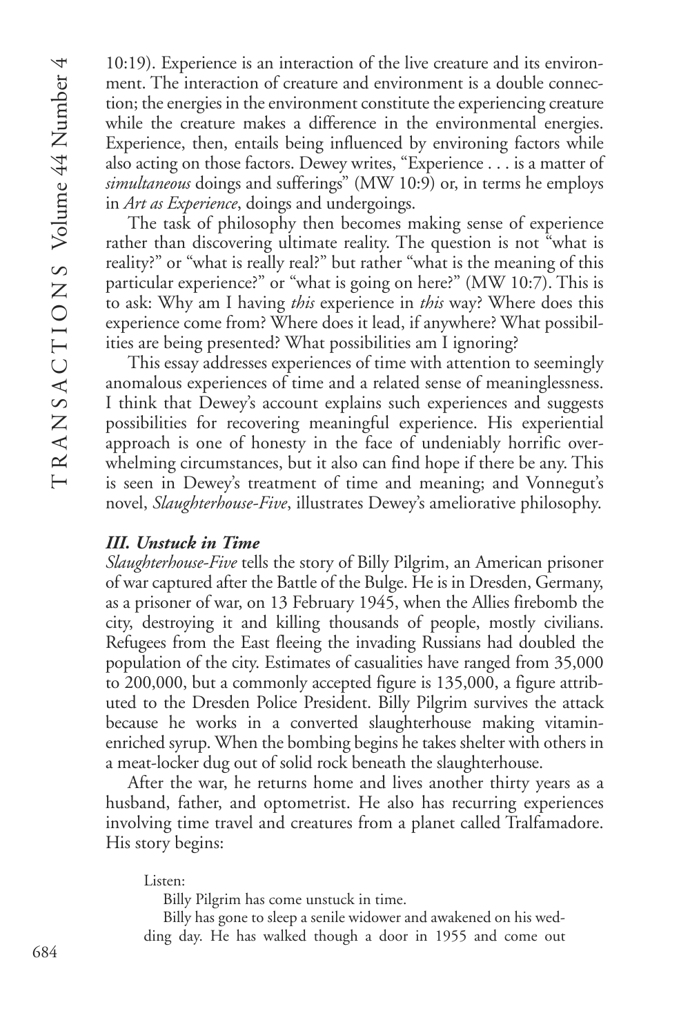10:19). Experience is an interaction of the live creature and its environment. The interaction of creature and environment is a double connection; the energies in the environment constitute the experiencing creature while the creature makes a difference in the environmental energies. Experience, then, entails being influenced by environing factors while also acting on those factors. Dewey writes, "Experience . . . is a matter of *simultaneous* doings and sufferings" (MW 10:9) or, in terms he employs in *Art as Experience*, doings and undergoings.

The task of philosophy then becomes making sense of experience rather than discovering ultimate reality. The question is not "what is reality?" or "what is really real?" but rather "what is the meaning of this particular experience?" or "what is going on here?" (MW 10:7). This is to ask: Why am I having *this* experience in *this* way? Where does this experience come from? Where does it lead, if anywhere? What possibilities are being presented? What possibilities am I ignoring?

This essay addresses experiences of time with attention to seemingly anomalous experiences of time and a related sense of meaninglessness. I think that Dewey's account explains such experiences and suggests possibilities for recovering meaningful experience. His experiential approach is one of honesty in the face of undeniably horrific overwhelming circumstances, but it also can find hope if there be any. This is seen in Dewey's treatment of time and meaning; and Vonnegut's novel, *Slaughterhouse-Five*, illustrates Dewey's ameliorative philosophy.

### *III. Unstuck in Time*

*Slaughterhouse-Five* tells the story of Billy Pilgrim, an American prisoner of war captured after the Battle of the Bulge. He is in Dresden, Germany, as a prisoner of war, on 13 February 1945, when the Allies firebomb the city, destroying it and killing thousands of people, mostly civilians. Refugees from the East fleeing the invading Russians had doubled the population of the city. Estimates of casualities have ranged from 35,000 to 200,000, but a commonly accepted figure is 135,000, a figure attributed to the Dresden Police President. Billy Pilgrim survives the attack because he works in a converted slaughterhouse making vitamin-enriched syrup. When the bombing begins he takes shelter with others in a meat-locker dug out of solid rock beneath the slaughterhouse.

After the war, he returns home and lives another thirty years as a husband, father, and optometrist. He also has recurring experiences involving time travel and creatures from a planet called Tralfamadore. His story begins:

> Listen:
>
> Billy Pilgrim has come unstuck in time.
>
> Billy has gone to sleep a senile widower and awakened on his wedding day. He has walked though a door in 1955 and come out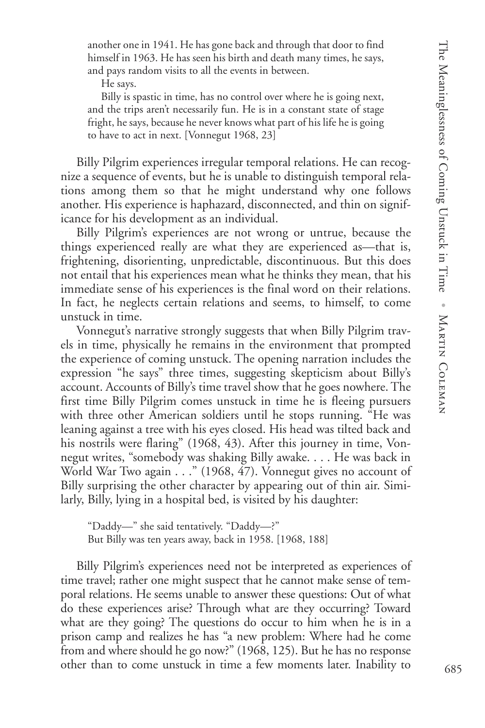> another one in 1941. He has gone back and through that door to find himself in 1963. He has seen his birth and death many times, he says, and pays random visits to all the events in between.
>
> He says.
>
> Billy is spastic in time, has no control over where he is going next, and the trips aren't necessarily fun. He is in a constant state of stage fright, he says, because he never knows what part of his life he is going to have to act in next. [Vonnegut 1968, 23]

Billy Pilgrim experiences irregular temporal relations. He can recognize a sequence of events, but he is unable to distinguish temporal relations among them so that he might understand why one follows another. His experience is haphazard, disconnected, and thin on significance for his development as an individual.

Billy Pilgrim's experiences are not wrong or untrue, because the things experienced really are what they are experienced as—that is, frightening, disorienting, unpredictable, discontinuous. But this does not entail that his experiences mean what he thinks they mean, that his immediate sense of his experiences is the final word on their relations. In fact, he neglects certain relations and seems, to himself, to come unstuck in time.

Vonnegut's narrative strongly suggests that when Billy Pilgrim travels in time, physically he remains in the environment that prompted the experience of coming unstuck. The opening narration includes the expression "he says" three times, suggesting skepticism about Billy's account. Accounts of Billy's time travel show that he goes nowhere. The first time Billy Pilgrim comes unstuck in time he is fleeing pursuers with three other American soldiers until he stops running. "He was leaning against a tree with his eyes closed. His head was tilted back and his nostrils were flaring" (1968, 43). After this journey in time, Vonnegut writes, "somebody was shaking Billy awake. . . . He was back in World War Two again . . ." (1968, 47). Vonnegut gives no account of Billy surprising the other character by appearing out of thin air. Similarly, Billy, lying in a hospital bed, is visited by his daughter:

> "Daddy—" she said tentatively. "Daddy—?"
>
> But Billy was ten years away, back in 1958. [1968, 188]

Billy Pilgrim's experiences need not be interpreted as experiences of time travel; rather one might suspect that he cannot make sense of temporal relations. He seems unable to answer these questions: Out of what do these experiences arise? Through what are they occurring? Toward what are they going? The questions do occur to him when he is in a prison camp and realizes he has "a new problem: Where had he come from and where should he go now?" (1968, 125). But he has no response other than to come unstuck in time a few moments later. Inability to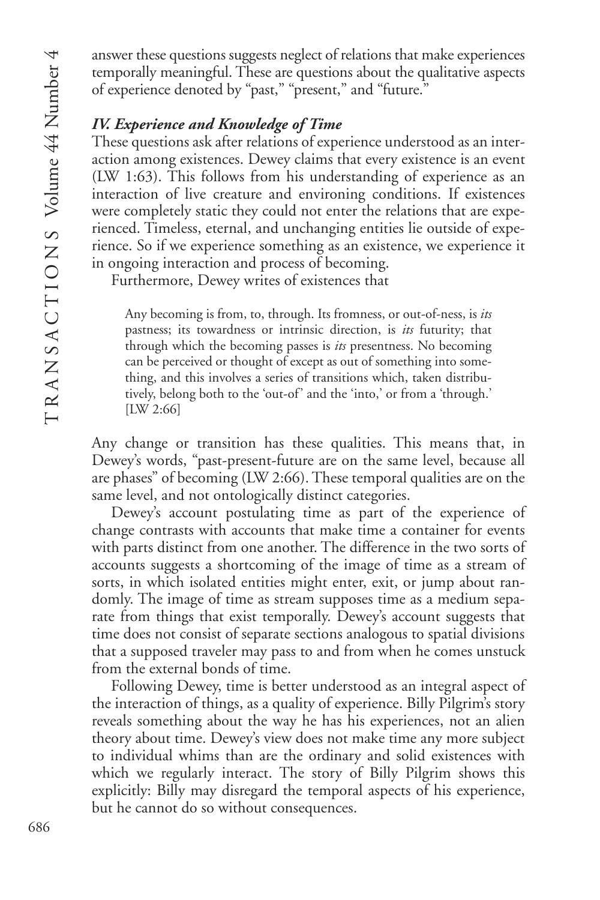answer these questions suggests neglect of relations that make experiences temporally meaningful. These are questions about the qualitative aspects of experience denoted by "past," "present," and "future."

### *IV. Experience and Knowledge of Time*

These questions ask after relations of experience understood as an interaction among existences. Dewey claims that every existence is an event (LW 1:63). This follows from his understanding of experience as an interaction of live creature and environing conditions. If existences were completely static they could not enter the relations that are experienced. Timeless, eternal, and unchanging entities lie outside of experience. So if we experience something as an existence, we experience it in ongoing interaction and process of becoming.

Furthermore, Dewey writes of existences that

> Any becoming is from, to, through. Its fromness, or out-of-ness, is *its* pastness; its towardness or intrinsic direction, is *its* futurity; that through which the becoming passes is *its* presentness. No becoming can be perceived or thought of except as out of something into something, and this involves a series of transitions which, taken distributively, belong both to the 'out-of' and the 'into,' or from a 'through.' [LW 2:66]

Any change or transition has these qualities. This means that, in Dewey's words, "past-present-future are on the same level, because all are phases" of becoming (LW 2:66). These temporal qualities are on the same level, and not ontologically distinct categories.

Dewey's account postulating time as part of the experience of change contrasts with accounts that make time a container for events with parts distinct from one another. The difference in the two sorts of accounts suggests a shortcoming of the image of time as a stream of sorts, in which isolated entities might enter, exit, or jump about randomly. The image of time as stream supposes time as a medium separate from things that exist temporally. Dewey's account suggests that time does not consist of separate sections analogous to spatial divisions that a supposed traveler may pass to and from when he comes unstuck from the external bonds of time.

Following Dewey, time is better understood as an integral aspect of the interaction of things, as a quality of experience. Billy Pilgrim's story reveals something about the way he has his experiences, not an alien theory about time. Dewey's view does not make time any more subject to individual whims than are the ordinary and solid existences with which we regularly interact. The story of Billy Pilgrim shows this explicitly: Billy may disregard the temporal aspects of his experience, but he cannot do so without consequences.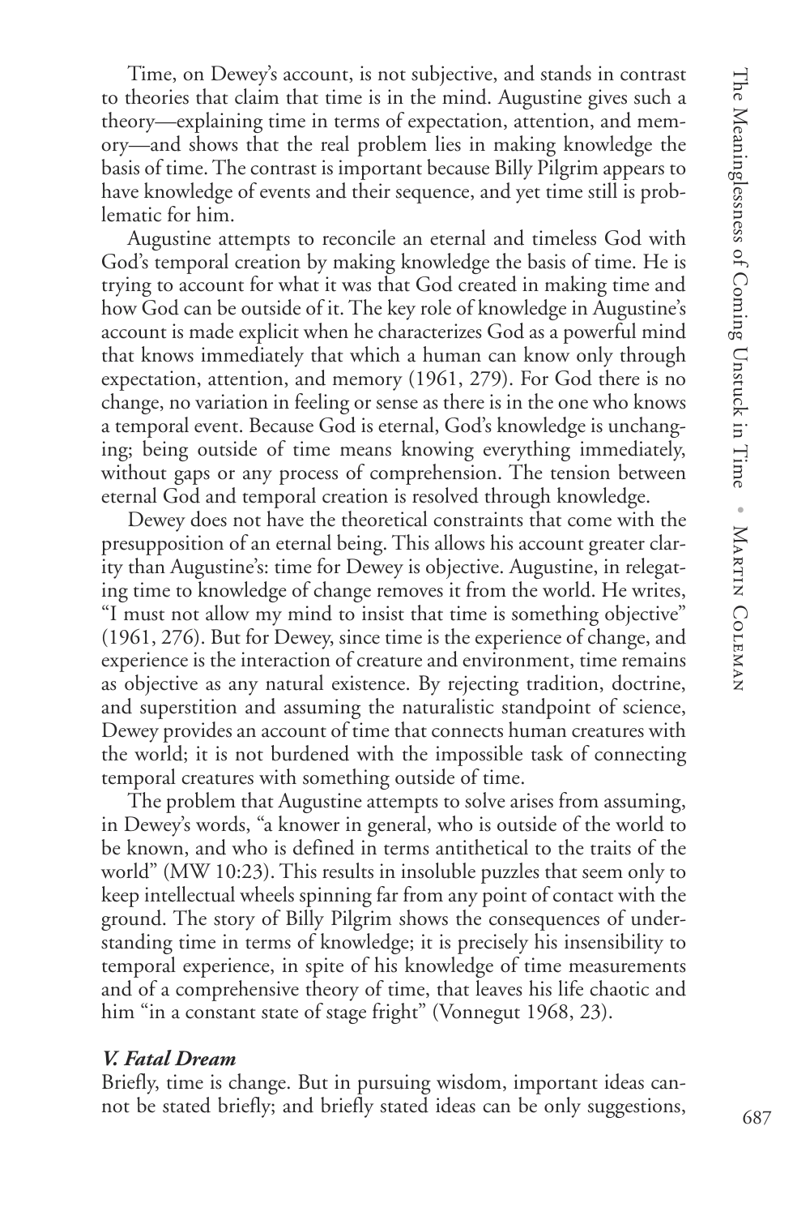Time, on Dewey's account, is not subjective, and stands in contrast to theories that claim that time is in the mind. Augustine gives such a theory—explaining time in terms of expectation, attention, and memory—and shows that the real problem lies in making knowledge the basis of time. The contrast is important because Billy Pilgrim appears to have knowledge of events and their sequence, and yet time still is problematic for him.

Augustine attempts to reconcile an eternal and timeless God with God's temporal creation by making knowledge the basis of time. He is trying to account for what it was that God created in making time and how God can be outside of it. The key role of knowledge in Augustine's account is made explicit when he characterizes God as a powerful mind that knows immediately that which a human can know only through expectation, attention, and memory (1961, 279). For God there is no change, no variation in feeling or sense as there is in the one who knows a temporal event. Because God is eternal, God's knowledge is unchanging; being outside of time means knowing everything immediately, without gaps or any process of comprehension. The tension between eternal God and temporal creation is resolved through knowledge.

Dewey does not have the theoretical constraints that come with the presupposition of an eternal being. This allows his account greater clarity than Augustine's: time for Dewey is objective. Augustine, in relegating time to knowledge of change removes it from the world. He writes, "I must not allow my mind to insist that time is something objective" (1961, 276). But for Dewey, since time is the experience of change, and experience is the interaction of creature and environment, time remains as objective as any natural existence. By rejecting tradition, doctrine, and superstition and assuming the naturalistic standpoint of science, Dewey provides an account of time that connects human creatures with the world; it is not burdened with the impossible task of connecting temporal creatures with something outside of time.

The problem that Augustine attempts to solve arises from assuming, in Dewey's words, "a knower in general, who is outside of the world to be known, and who is defined in terms antithetical to the traits of the world" (MW 10:23). This results in insoluble puzzles that seem only to keep intellectual wheels spinning far from any point of contact with the ground. The story of Billy Pilgrim shows the consequences of understanding time in terms of knowledge; it is precisely his insensibility to temporal experience, in spite of his knowledge of time measurements and of a comprehensive theory of time, that leaves his life chaotic and him "in a constant state of stage fright" (Vonnegut 1968, 23).

### *V. Fatal Dream*

Briefly, time is change. But in pursuing wisdom, important ideas cannot be stated briefly; and briefly stated ideas can be only suggestions,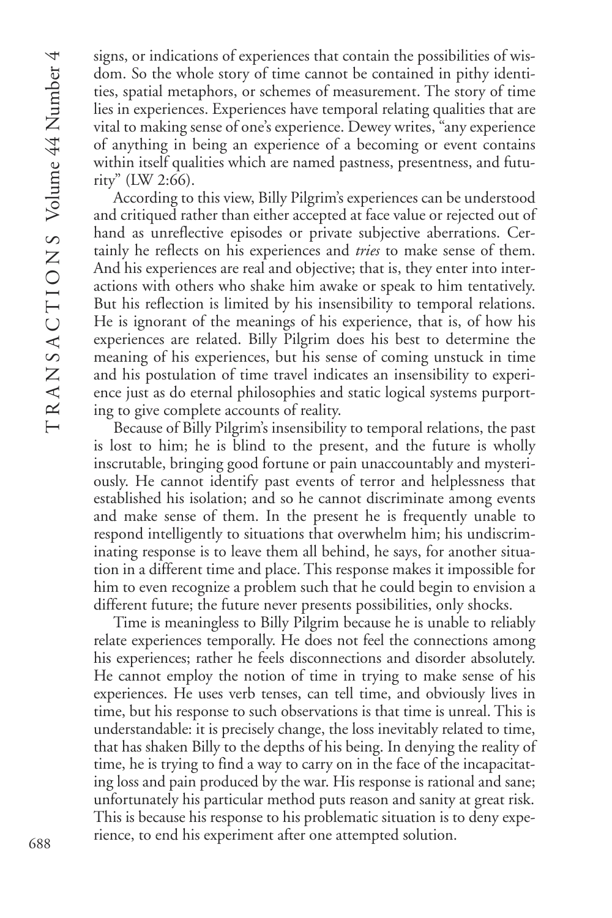signs, or indications of experiences that contain the possibilities of wisdom. So the whole story of time cannot be contained in pithy identities, spatial metaphors, or schemes of measurement. The story of time lies in experiences. Experiences have temporal relating qualities that are vital to making sense of one's experience. Dewey writes, "any experience of anything in being an experience of a becoming or event contains within itself qualities which are named pastness, presentness, and futurity" (LW 2:66).

According to this view, Billy Pilgrim's experiences can be understood and critiqued rather than either accepted at face value or rejected out of hand as unreflective episodes or private subjective aberrations. Certainly he reflects on his experiences and *tries* to make sense of them. And his experiences are real and objective; that is, they enter into interactions with others who shake him awake or speak to him tentatively. But his reflection is limited by his insensibility to temporal relations. He is ignorant of the meanings of his experience, that is, of how his experiences are related. Billy Pilgrim does his best to determine the meaning of his experiences, but his sense of coming unstuck in time and his postulation of time travel indicates an insensibility to experience just as do eternal philosophies and static logical systems purporting to give complete accounts of reality.

Because of Billy Pilgrim's insensibility to temporal relations, the past is lost to him; he is blind to the present, and the future is wholly inscrutable, bringing good fortune or pain unaccountably and mysteriously. He cannot identify past events of terror and helplessness that established his isolation; and so he cannot discriminate among events and make sense of them. In the present he is frequently unable to respond intelligently to situations that overwhelm him; his undiscriminating response is to leave them all behind, he says, for another situation in a different time and place. This response makes it impossible for him to even recognize a problem such that he could begin to envision a different future; the future never presents possibilities, only shocks.

Time is meaningless to Billy Pilgrim because he is unable to reliably relate experiences temporally. He does not feel the connections among his experiences; rather he feels disconnections and disorder absolutely. He cannot employ the notion of time in trying to make sense of his experiences. He uses verb tenses, can tell time, and obviously lives in time, but his response to such observations is that time is unreal. This is understandable: it is precisely change, the loss inevitably related to time, that has shaken Billy to the depths of his being. In denying the reality of time, he is trying to find a way to carry on in the face of the incapacitating loss and pain produced by the war. His response is rational and sane; unfortunately his particular method puts reason and sanity at great risk. This is because his response to his problematic situation is to deny experience, to end his experiment after one attempted solution.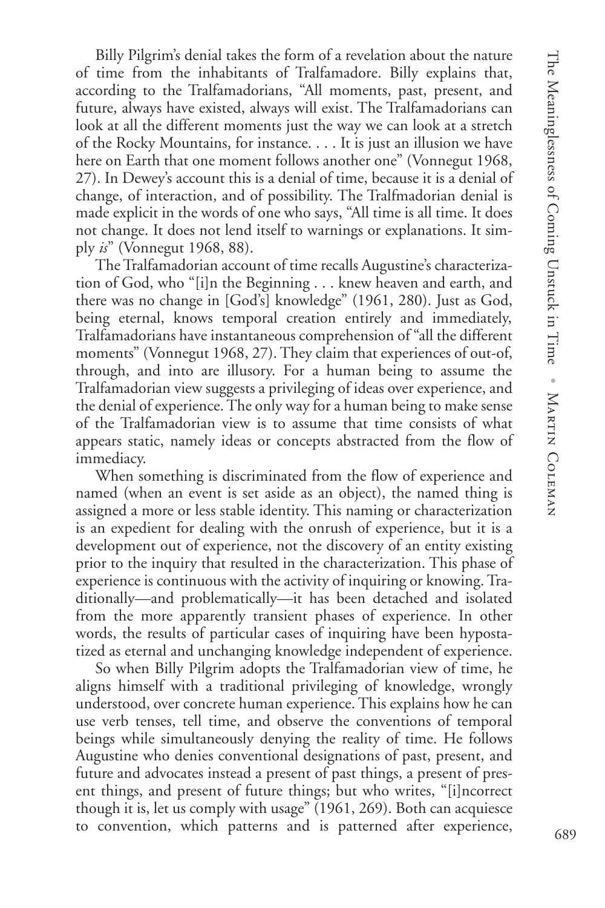Billy Pilgrim's denial takes the form of a revelation about the nature of time from the inhabitants of Tralfamadore. Billy explains that, according to the Tralfamadorians, "All moments, past, present, and future, always have existed, always will exist. The Tralfamadorians can look at all the different moments just the way we can look at a stretch of the Rocky Mountains, for instance. . . . It is just an illusion we have here on Earth that one moment follows another one" (Vonnegut 1968, 27). In Dewey's account this is a denial of time, because it is a denial of change, of interaction, and of possibility. The Tralfmadorian denial is made explicit in the words of one who says, "All time is all time. It does not change. It does not lend itself to warnings or explanations. It simply *is*" (Vonnegut 1968, 88).

The Tralfamadorian account of time recalls Augustine's characterization of God, who "[i]n the Beginning . . . knew heaven and earth, and there was no change in [God's] knowledge" (1961, 280). Just as God, being eternal, knows temporal creation entirely and immediately, Tralfamadorians have instantaneous comprehension of "all the different moments" (Vonnegut 1968, 27). They claim that experiences of out-of, through, and into are illusory. For a human being to assume the Tralfamadorian view suggests a privileging of ideas over experience, and the denial of experience. The only way for a human being to make sense of the Tralfamadorian view is to assume that time consists of what appears static, namely ideas or concepts abstracted from the flow of immediacy.

When something is discriminated from the flow of experience and named (when an event is set aside as an object), the named thing is assigned a more or less stable identity. This naming or characterization is an expedient for dealing with the onrush of experience, but it is a development out of experience, not the discovery of an entity existing prior to the inquiry that resulted in the characterization. This phase of experience is continuous with the activity of inquiring or knowing. Traditionally—and problematically—it has been detached and isolated from the more apparently transient phases of experience. In other words, the results of particular cases of inquiring have been hypostatized as eternal and unchanging knowledge independent of experience.

So when Billy Pilgrim adopts the Tralfamadorian view of time, he aligns himself with a traditional privileging of knowledge, wrongly understood, over concrete human experience. This explains how he can use verb tenses, tell time, and observe the conventions of temporal beings while simultaneously denying the reality of time. He follows Augustine who denies conventional designations of past, present, and future and advocates instead a present of past things, a present of present things, and present of future things; but who writes, "[i]ncorrect though it is, let us comply with usage" (1961, 269). Both can acquiesce to convention, which patterns and is patterned after experience,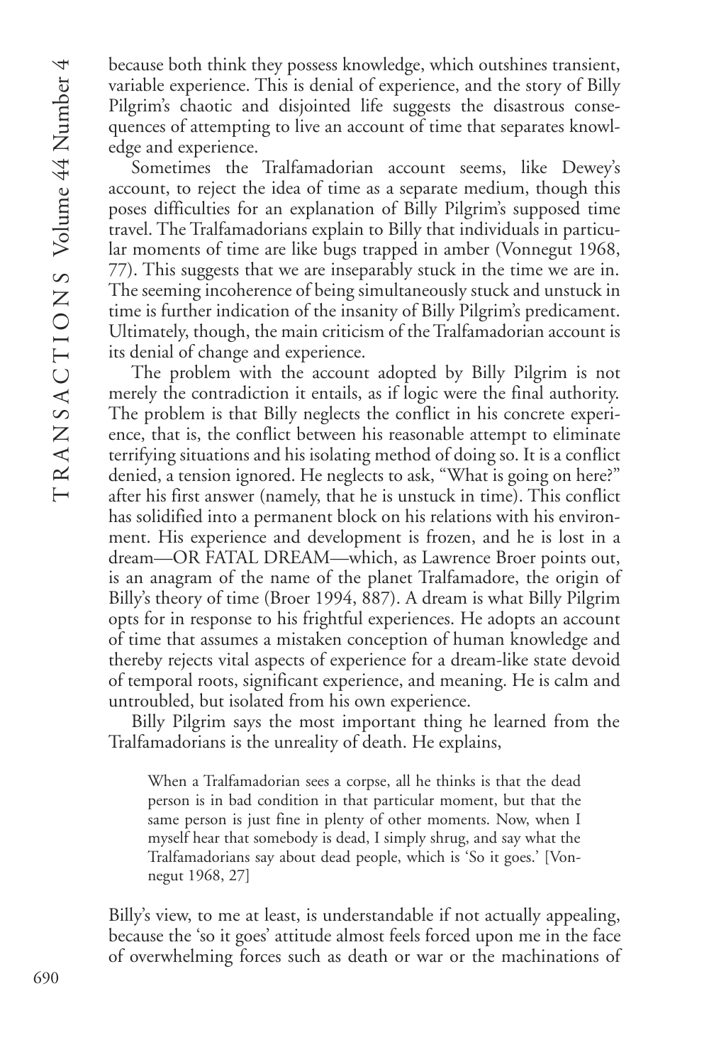because both think they possess knowledge, which outshines transient, variable experience. This is denial of experience, and the story of Billy Pilgrim's chaotic and disjointed life suggests the disastrous consequences of attempting to live an account of time that separates knowledge and experience.

Sometimes the Tralfamadorian account seems, like Dewey's account, to reject the idea of time as a separate medium, though this poses difficulties for an explanation of Billy Pilgrim's supposed time travel. The Tralfamadorians explain to Billy that individuals in particular moments of time are like bugs trapped in amber (Vonnegut 1968, 77). This suggests that we are inseparably stuck in the time we are in. The seeming incoherence of being simultaneously stuck and unstuck in time is further indication of the insanity of Billy Pilgrim's predicament. Ultimately, though, the main criticism of the Tralfamadorian account is its denial of change and experience.

The problem with the account adopted by Billy Pilgrim is not merely the contradiction it entails, as if logic were the final authority. The problem is that Billy neglects the conflict in his concrete experience, that is, the conflict between his reasonable attempt to eliminate terrifying situations and his isolating method of doing so. It is a conflict denied, a tension ignored. He neglects to ask, "What is going on here?" after his first answer (namely, that he is unstuck in time). This conflict has solidified into a permanent block on his relations with his environment. His experience and development is frozen, and he is lost in a dream—OR FATAL DREAM—which, as Lawrence Broer points out, is an anagram of the name of the planet Tralfamadore, the origin of Billy's theory of time (Broer 1994, 887). A dream is what Billy Pilgrim opts for in response to his frightful experiences. He adopts an account of time that assumes a mistaken conception of human knowledge and thereby rejects vital aspects of experience for a dream-like state devoid of temporal roots, significant experience, and meaning. He is calm and untroubled, but isolated from his own experience.

Billy Pilgrim says the most important thing he learned from the Tralfamadorians is the unreality of death. He explains,

> When a Tralfamadorian sees a corpse, all he thinks is that the dead person is in bad condition in that particular moment, but that the same person is just fine in plenty of other moments. Now, when I myself hear that somebody is dead, I simply shrug, and say what the Tralfamadorians say about dead people, which is 'So it goes.' [Vonnegut 1968, 27]

Billy's view, to me at least, is understandable if not actually appealing, because the 'so it goes' attitude almost feels forced upon me in the face of overwhelming forces such as death or war or the machinations of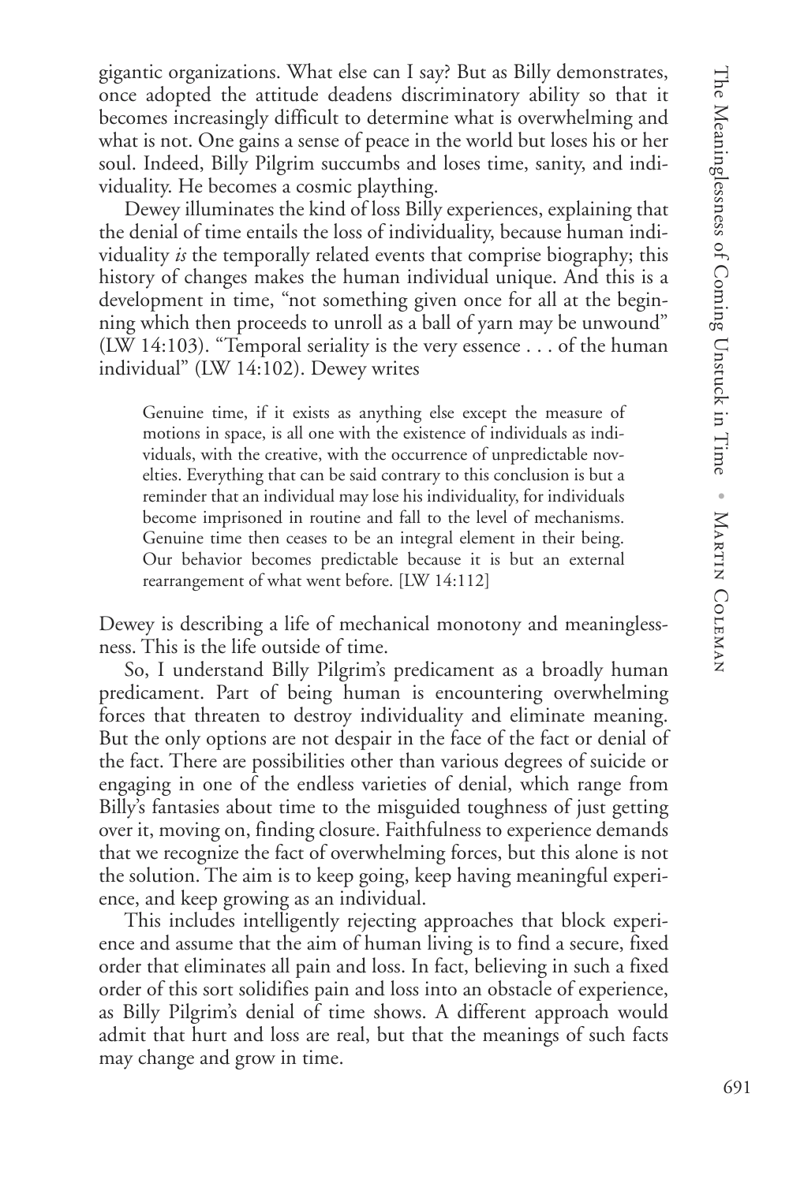gigantic organizations. What else can I say? But as Billy demonstrates, once adopted the attitude deadens discriminatory ability so that it becomes increasingly difficult to determine what is overwhelming and what is not. One gains a sense of peace in the world but loses his or her soul. Indeed, Billy Pilgrim succumbs and loses time, sanity, and individuality. He becomes a cosmic plaything.

Dewey illuminates the kind of loss Billy experiences, explaining that the denial of time entails the loss of individuality, because human individuality *is* the temporally related events that comprise biography; this history of changes makes the human individual unique. And this is a development in time, "not something given once for all at the beginning which then proceeds to unroll as a ball of yarn may be unwound" (LW 14:103). "Temporal seriality is the very essence . . . of the human individual" (LW 14:102). Dewey writes

> Genuine time, if it exists as anything else except the measure of motions in space, is all one with the existence of individuals as individuals, with the creative, with the occurrence of unpredictable novelties. Everything that can be said contrary to this conclusion is but a reminder that an individual may lose his individuality, for individuals become imprisoned in routine and fall to the level of mechanisms. Genuine time then ceases to be an integral element in their being. Our behavior becomes predictable because it is but an external rearrangement of what went before. [LW 14:112]

Dewey is describing a life of mechanical monotony and meaninglessness. This is the life outside of time.

So, I understand Billy Pilgrim's predicament as a broadly human predicament. Part of being human is encountering overwhelming forces that threaten to destroy individuality and eliminate meaning. But the only options are not despair in the face of the fact or denial of the fact. There are possibilities other than various degrees of suicide or engaging in one of the endless varieties of denial, which range from Billy's fantasies about time to the misguided toughness of just getting over it, moving on, finding closure. Faithfulness to experience demands that we recognize the fact of overwhelming forces, but this alone is not the solution. The aim is to keep going, keep having meaningful experience, and keep growing as an individual.

This includes intelligently rejecting approaches that block experience and assume that the aim of human living is to find a secure, fixed order that eliminates all pain and loss. In fact, believing in such a fixed order of this sort solidifies pain and loss into an obstacle of experience, as Billy Pilgrim's denial of time shows. A different approach would admit that hurt and loss are real, but that the meanings of such facts may change and grow in time.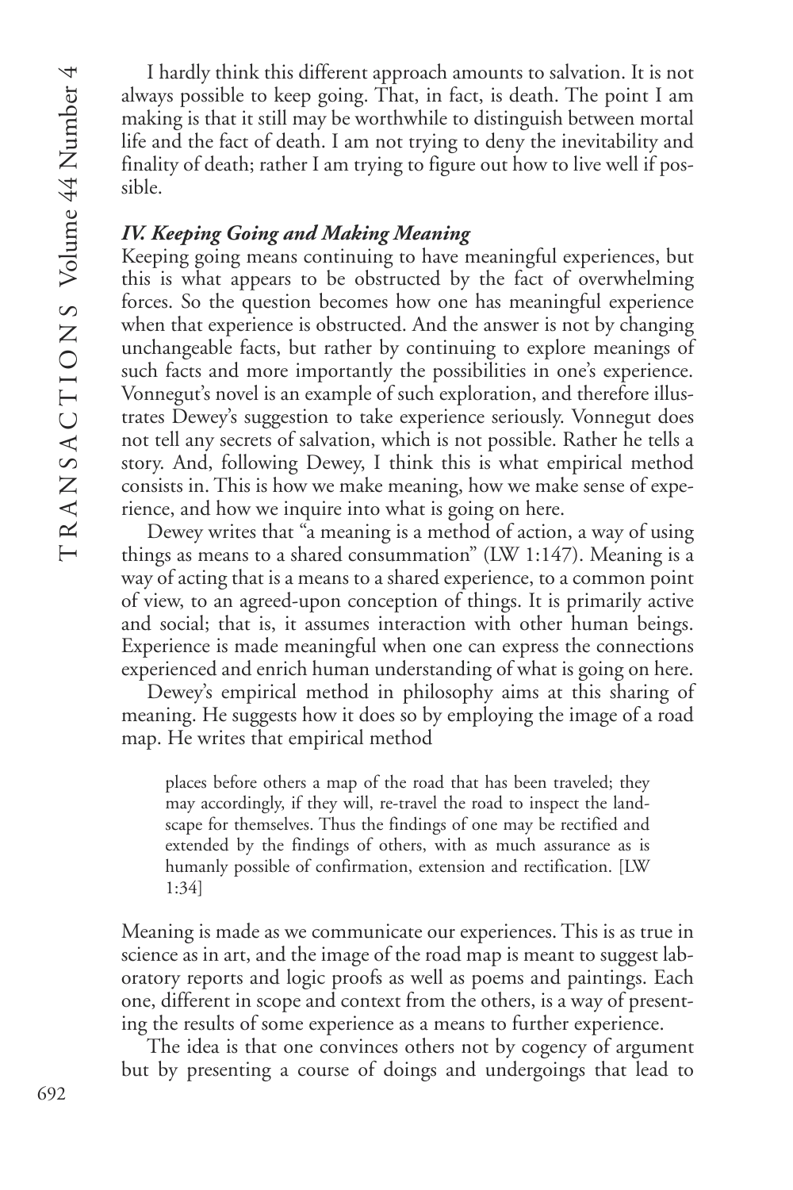I hardly think this different approach amounts to salvation. It is not always possible to keep going. That, in fact, is death. The point I am making is that it still may be worthwhile to distinguish between mortal life and the fact of death. I am not trying to deny the inevitability and finality of death; rather I am trying to figure out how to live well if possible.

### *IV. Keeping Going and Making Meaning*

Keeping going means continuing to have meaningful experiences, but this is what appears to be obstructed by the fact of overwhelming forces. So the question becomes how one has meaningful experience when that experience is obstructed. And the answer is not by changing unchangeable facts, but rather by continuing to explore meanings of such facts and more importantly the possibilities in one's experience. Vonnegut's novel is an example of such exploration, and therefore illustrates Dewey's suggestion to take experience seriously. Vonnegut does not tell any secrets of salvation, which is not possible. Rather he tells a story. And, following Dewey, I think this is what empirical method consists in. This is how we make meaning, how we make sense of experience, and how we inquire into what is going on here.

Dewey writes that "a meaning is a method of action, a way of using things as means to a shared consummation" (LW 1:147). Meaning is a way of acting that is a means to a shared experience, to a common point of view, to an agreed-upon conception of things. It is primarily active and social; that is, it assumes interaction with other human beings. Experience is made meaningful when one can express the connections experienced and enrich human understanding of what is going on here.

Dewey's empirical method in philosophy aims at this sharing of meaning. He suggests how it does so by employing the image of a road map. He writes that empirical method

> places before others a map of the road that has been traveled; they may accordingly, if they will, re-travel the road to inspect the landscape for themselves. Thus the findings of one may be rectified and extended by the findings of others, with as much assurance as is humanly possible of confirmation, extension and rectification. [LW 1:34]

Meaning is made as we communicate our experiences. This is as true in science as in art, and the image of the road map is meant to suggest laboratory reports and logic proofs as well as poems and paintings. Each one, different in scope and context from the others, is a way of presenting the results of some experience as a means to further experience.

The idea is that one convinces others not by cogency of argument but by presenting a course of doings and undergoings that lead to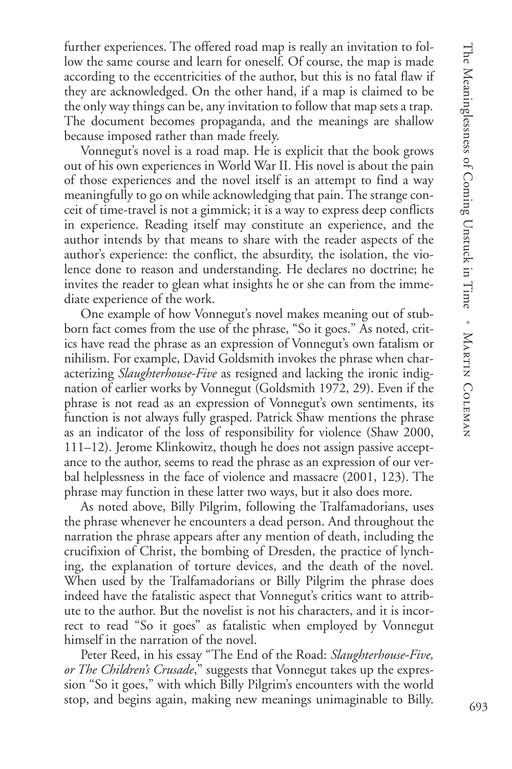further experiences. The offered road map is really an invitation to follow the same course and learn for oneself. Of course, the map is made according to the eccentricities of the author, but this is no fatal flaw if they are acknowledged. On the other hand, if a map is claimed to be the only way things can be, any invitation to follow that map sets a trap. The document becomes propaganda, and the meanings are shallow because imposed rather than made freely.

Vonnegut's novel is a road map. He is explicit that the book grows out of his own experiences in World War II. His novel is about the pain of those experiences and the novel itself is an attempt to find a way meaningfully to go on while acknowledging that pain. The strange conceit of time-travel is not a gimmick; it is a way to express deep conflicts in experience. Reading itself may constitute an experience, and the author intends by that means to share with the reader aspects of the author's experience: the conflict, the absurdity, the isolation, the violence done to reason and understanding. He declares no doctrine; he invites the reader to glean what insights he or she can from the immediate experience of the work.

One example of how Vonnegut's novel makes meaning out of stubborn fact comes from the use of the phrase, "So it goes." As noted, critics have read the phrase as an expression of Vonnegut's own fatalism or nihilism. For example, David Goldsmith invokes the phrase when characterizing *Slaughterhouse-Five* as resigned and lacking the ironic indignation of earlier works by Vonnegut (Goldsmith 1972, 29). Even if the phrase is not read as an expression of Vonnegut's own sentiments, its function is not always fully grasped. Patrick Shaw mentions the phrase as an indicator of the loss of responsibility for violence (Shaw 2000, 111–12). Jerome Klinkowitz, though he does not assign passive acceptance to the author, seems to read the phrase as an expression of our verbal helplessness in the face of violence and massacre (2001, 123). The phrase may function in these latter two ways, but it also does more.

As noted above, Billy Pilgrim, following the Tralfamadorians, uses the phrase whenever he encounters a dead person. And throughout the narration the phrase appears after any mention of death, including the crucifixion of Christ, the bombing of Dresden, the practice of lynching, the explanation of torture devices, and the death of the novel. When used by the Tralfamadorians or Billy Pilgrim the phrase does indeed have the fatalistic aspect that Vonnegut's critics want to attribute to the author. But the novelist is not his characters, and it is incorrect to read "So it goes" as fatalistic when employed by Vonnegut himself in the narration of the novel.

Peter Reed, in his essay "The End of the Road: *Slaughterhouse-Five, or The Children's Crusade*," suggests that Vonnegut takes up the expression "So it goes," with which Billy Pilgrim's encounters with the world stop, and begins again, making new meanings unimaginable to Billy.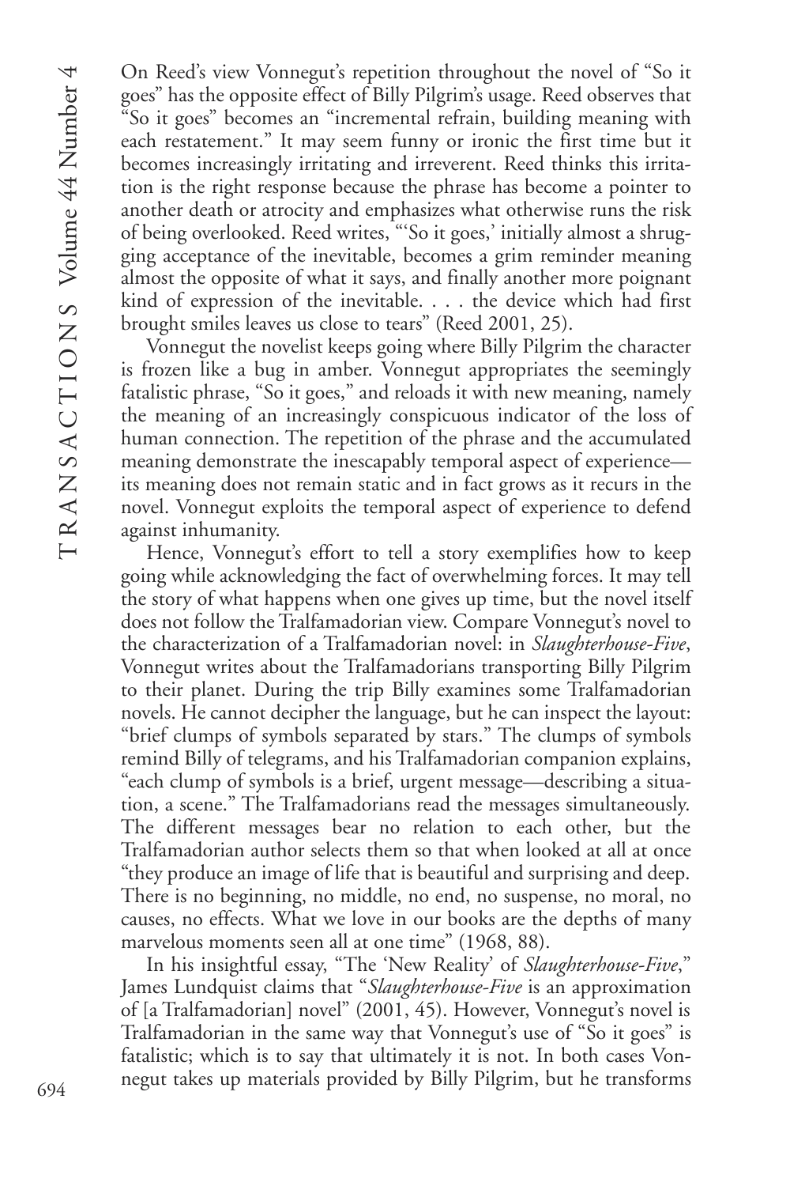On Reed's view Vonnegut's repetition throughout the novel of "So it goes" has the opposite effect of Billy Pilgrim's usage. Reed observes that "So it goes" becomes an "incremental refrain, building meaning with each restatement." It may seem funny or ironic the first time but it becomes increasingly irritating and irreverent. Reed thinks this irritation is the right response because the phrase has become a pointer to another death or atrocity and emphasizes what otherwise runs the risk of being overlooked. Reed writes, "'So it goes,' initially almost a shrugging acceptance of the inevitable, becomes a grim reminder meaning almost the opposite of what it says, and finally another more poignant kind of expression of the inevitable. . . . the device which had first brought smiles leaves us close to tears" (Reed 2001, 25).

Vonnegut the novelist keeps going where Billy Pilgrim the character is frozen like a bug in amber. Vonnegut appropriates the seemingly fatalistic phrase, "So it goes," and reloads it with new meaning, namely the meaning of an increasingly conspicuous indicator of the loss of human connection. The repetition of the phrase and the accumulated meaning demonstrate the inescapably temporal aspect of experience—its meaning does not remain static and in fact grows as it recurs in the novel. Vonnegut exploits the temporal aspect of experience to defend against inhumanity.

Hence, Vonnegut's effort to tell a story exemplifies how to keep going while acknowledging the fact of overwhelming forces. It may tell the story of what happens when one gives up time, but the novel itself does not follow the Tralfamadorian view. Compare Vonnegut's novel to the characterization of a Tralfamadorian novel: in *Slaughterhouse-Five*, Vonnegut writes about the Tralfamadorians transporting Billy Pilgrim to their planet. During the trip Billy examines some Tralfamadorian novels. He cannot decipher the language, but he can inspect the layout: "brief clumps of symbols separated by stars." The clumps of symbols remind Billy of telegrams, and his Tralfamadorian companion explains, "each clump of symbols is a brief, urgent message—describing a situation, a scene." The Tralfamadorians read the messages simultaneously. The different messages bear no relation to each other, but the Tralfamadorian author selects them so that when looked at all at once "they produce an image of life that is beautiful and surprising and deep. There is no beginning, no middle, no end, no suspense, no moral, no causes, no effects. What we love in our books are the depths of many marvelous moments seen all at one time" (1968, 88).

In his insightful essay, "The 'New Reality' of *Slaughterhouse-Five*," James Lundquist claims that "*Slaughterhouse-Five* is an approximation of [a Tralfamadorian] novel" (2001, 45). However, Vonnegut's novel is Tralfamadorian in the same way that Vonnegut's use of "So it goes" is fatalistic; which is to say that ultimately it is not. In both cases Vonnegut takes up materials provided by Billy Pilgrim, but he transforms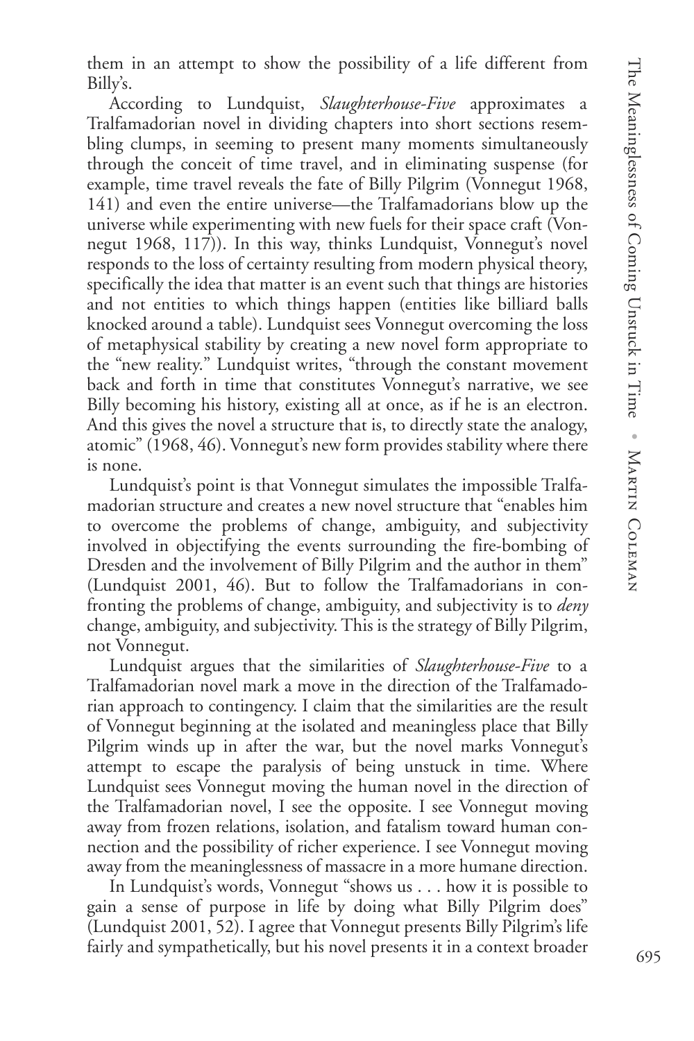them in an attempt to show the possibility of a life different from Billy's.

According to Lundquist, *Slaughterhouse-Five* approximates a Tralfamadorian novel in dividing chapters into short sections resembling clumps, in seeming to present many moments simultaneously through the conceit of time travel, and in eliminating suspense (for example, time travel reveals the fate of Billy Pilgrim (Vonnegut 1968, 141) and even the entire universe—the Tralfamadorians blow up the universe while experimenting with new fuels for their space craft (Vonnegut 1968, 117)). In this way, thinks Lundquist, Vonnegut's novel responds to the loss of certainty resulting from modern physical theory, specifically the idea that matter is an event such that things are histories and not entities to which things happen (entities like billiard balls knocked around a table). Lundquist sees Vonnegut overcoming the loss of metaphysical stability by creating a new novel form appropriate to the "new reality." Lundquist writes, "through the constant movement back and forth in time that constitutes Vonnegut's narrative, we see Billy becoming his history, existing all at once, as if he is an electron. And this gives the novel a structure that is, to directly state the analogy, atomic" (1968, 46). Vonnegut's new form provides stability where there is none.

Lundquist's point is that Vonnegut simulates the impossible Tralfamadorian structure and creates a new novel structure that "enables him to overcome the problems of change, ambiguity, and subjectivity involved in objectifying the events surrounding the fire-bombing of Dresden and the involvement of Billy Pilgrim and the author in them" (Lundquist 2001, 46). But to follow the Tralfamadorians in confronting the problems of change, ambiguity, and subjectivity is to *deny* change, ambiguity, and subjectivity. This is the strategy of Billy Pilgrim, not Vonnegut.

Lundquist argues that the similarities of *Slaughterhouse-Five* to a Tralfamadorian novel mark a move in the direction of the Tralfamadorian approach to contingency. I claim that the similarities are the result of Vonnegut beginning at the isolated and meaningless place that Billy Pilgrim winds up in after the war, but the novel marks Vonnegut's attempt to escape the paralysis of being unstuck in time. Where Lundquist sees Vonnegut moving the human novel in the direction of the Tralfamadorian novel, I see the opposite. I see Vonnegut moving away from frozen relations, isolation, and fatalism toward human connection and the possibility of richer experience. I see Vonnegut moving away from the meaninglessness of massacre in a more humane direction.

In Lundquist's words, Vonnegut "shows us . . . how it is possible to gain a sense of purpose in life by doing what Billy Pilgrim does" (Lundquist 2001, 52). I agree that Vonnegut presents Billy Pilgrim's life fairly and sympathetically, but his novel presents it in a context broader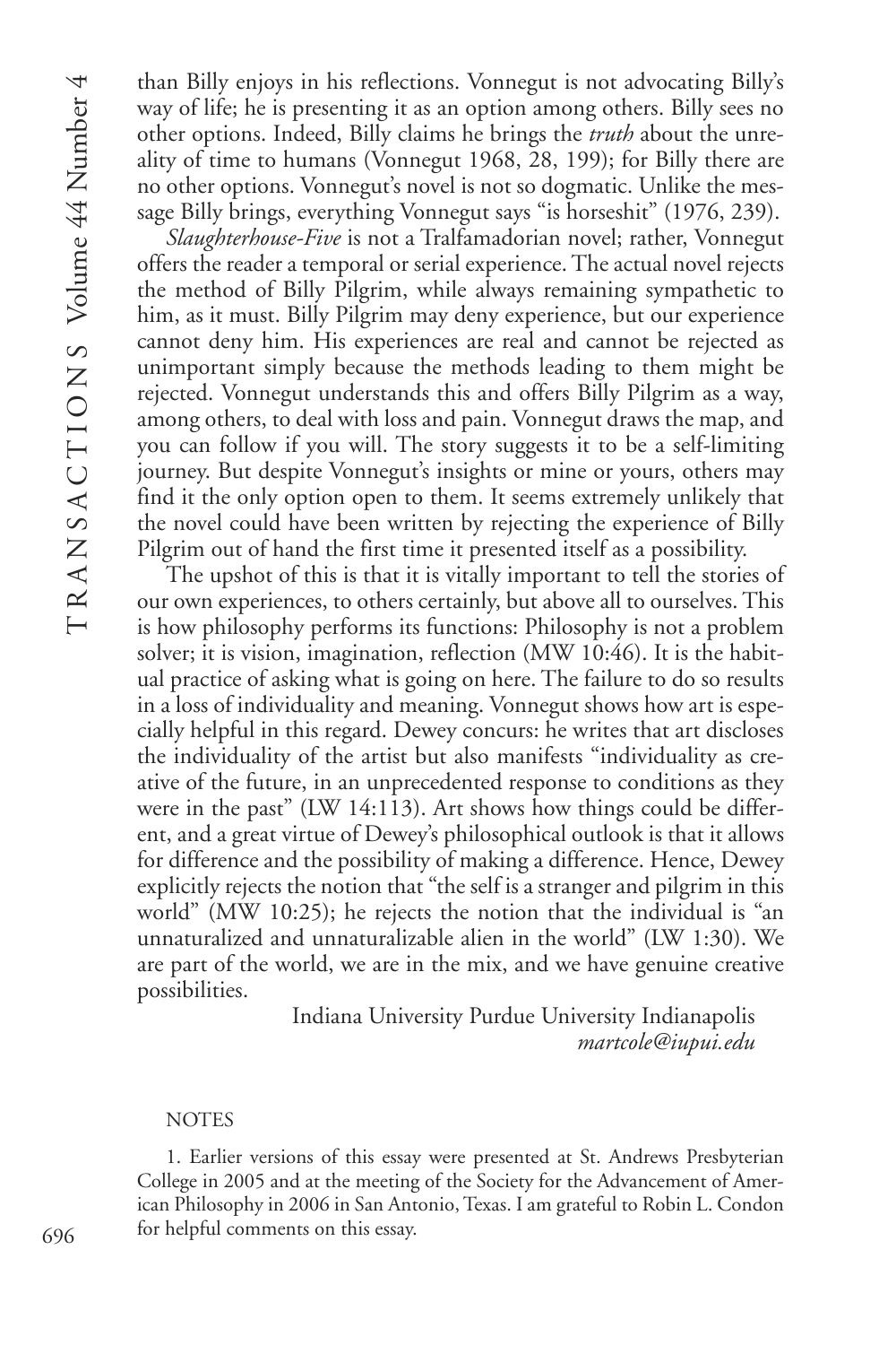than Billy enjoys in his reflections. Vonnegut is not advocating Billy's way of life; he is presenting it as an option among others. Billy sees no other options. Indeed, Billy claims he brings the *truth* about the unreality of time to humans (Vonnegut 1968, 28, 199); for Billy there are no other options. Vonnegut's novel is not so dogmatic. Unlike the message Billy brings, everything Vonnegut says "is horseshit" (1976, 239).

*Slaughterhouse-Five* is not a Tralfamadorian novel; rather, Vonnegut offers the reader a temporal or serial experience. The actual novel rejects the method of Billy Pilgrim, while always remaining sympathetic to him, as it must. Billy Pilgrim may deny experience, but our experience cannot deny him. His experiences are real and cannot be rejected as unimportant simply because the methods leading to them might be rejected. Vonnegut understands this and offers Billy Pilgrim as a way, among others, to deal with loss and pain. Vonnegut draws the map, and you can follow if you will. The story suggests it to be a self-limiting journey. But despite Vonnegut's insights or mine or yours, others may find it the only option open to them. It seems extremely unlikely that the novel could have been written by rejecting the experience of Billy Pilgrim out of hand the first time it presented itself as a possibility.

The upshot of this is that it is vitally important to tell the stories of our own experiences, to others certainly, but above all to ourselves. This is how philosophy performs its functions: Philosophy is not a problem solver; it is vision, imagination, reflection (MW 10:46). It is the habitual practice of asking what is going on here. The failure to do so results in a loss of individuality and meaning. Vonnegut shows how art is especially helpful in this regard. Dewey concurs: he writes that art discloses the individuality of the artist but also manifests "individuality as creative of the future, in an unprecedented response to conditions as they were in the past" (LW 14:113). Art shows how things could be different, and a great virtue of Dewey's philosophical outlook is that it allows for difference and the possibility of making a difference. Hence, Dewey explicitly rejects the notion that "the self is a stranger and pilgrim in this world" (MW 10:25); he rejects the notion that the individual is "an unnaturalized and unnaturalizable alien in the world" (LW 1:30). We are part of the world, we are in the mix, and we have genuine creative possibilities.

Indiana University Purdue University Indianapolis
*martcole@iupui.edu*

## NOTES

1. Earlier versions of this essay were presented at St. Andrews Presbyterian College in 2005 and at the meeting of the Society for the Advancement of American Philosophy in 2006 in San Antonio, Texas. I am grateful to Robin L. Condon for helpful comments on this essay.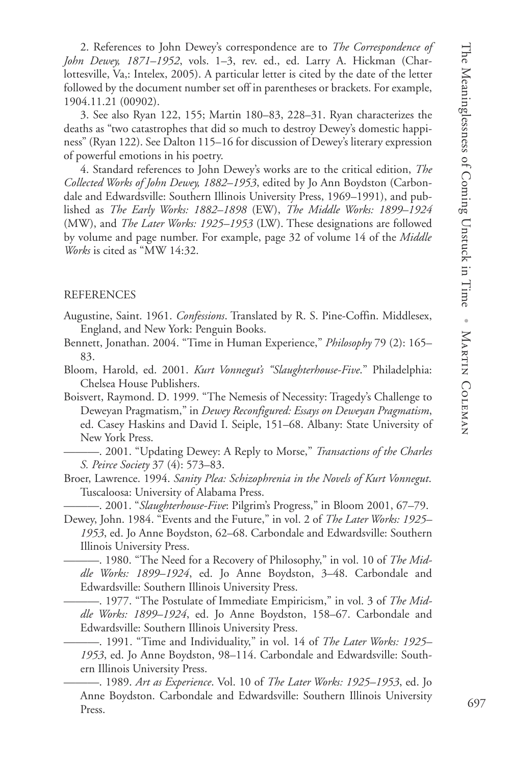2. References to John Dewey's correspondence are to *The Correspondence of John Dewey, 1871–1952*, vols. 1–3, rev. ed., ed. Larry A. Hickman (Charlottesville, Va,: Intelex, 2005). A particular letter is cited by the date of the letter followed by the document number set off in parentheses or brackets. For example, 1904.11.21 (00902).

3. See also Ryan 122, 155; Martin 180–83, 228–31. Ryan characterizes the deaths as "two catastrophes that did so much to destroy Dewey's domestic happiness" (Ryan 122). See Dalton 115–16 for discussion of Dewey's literary expression of powerful emotions in his poetry.

4. Standard references to John Dewey's works are to the critical edition, *The Collected Works of John Dewey, 1882–1953*, edited by Jo Ann Boydston (Carbondale and Edwardsville: Southern Illinois University Press, 1969–1991), and published as *The Early Works: 1882–1898* (EW), *The Middle Works: 1899–1924* (MW), and *The Later Works: 1925–1953* (LW). These designations are followed by volume and page number. For example, page 32 of volume 14 of the *Middle Works* is cited as "MW 14:32.

## REFERENCES

Augustine, Saint. 1961. *Confessions*. Translated by R. S. Pine-Coffin. Middlesex, England, and New York: Penguin Books.

Bennett, Jonathan. 2004. "Time in Human Experience," *Philosophy* 79 (2): 165–83.

Bloom, Harold, ed. 2001. *Kurt Vonnegut's "Slaughterhouse-Five*." Philadelphia: Chelsea House Publishers.

Boisvert, Raymond. D. 1999. "The Nemesis of Necessity: Tragedy's Challenge to Deweyan Pragmatism," in *Dewey Reconfigured: Essays on Deweyan Pragmatism*, ed. Casey Haskins and David I. Seiple, 151–68. Albany: State University of New York Press.

———. 2001. "Updating Dewey: A Reply to Morse," *Transactions of the Charles S. Peirce Society* 37 (4): 573–83.

Broer, Lawrence. 1994. *Sanity Plea: Schizophrenia in the Novels of Kurt Vonnegut*. Tuscaloosa: University of Alabama Press.

———. 2001. "*Slaughterhouse-Five*: Pilgrim's Progress," in Bloom 2001, 67–79.

Dewey, John. 1984. "Events and the Future," in vol. 2 of *The Later Works: 1925–1953*, ed. Jo Anne Boydston, 62–68. Carbondale and Edwardsville: Southern Illinois University Press.

———. 1980. "The Need for a Recovery of Philosophy," in vol. 10 of *The Middle Works: 1899–1924*, ed. Jo Anne Boydston, 3–48. Carbondale and Edwardsville: Southern Illinois University Press.

———. 1977. "The Postulate of Immediate Empiricism," in vol. 3 of *The Middle Works: 1899–1924*, ed. Jo Anne Boydston, 158–67. Carbondale and Edwardsville: Southern Illinois University Press.

———. 1991. "Time and Individuality," in vol. 14 of *The Later Works: 1925–1953*, ed. Jo Anne Boydston, 98–114. Carbondale and Edwardsville: Southern Illinois University Press.

———. 1989. *Art as Experience*. Vol. 10 of *The Later Works: 1925–1953*, ed. Jo Anne Boydston. Carbondale and Edwardsville: Southern Illinois University Press.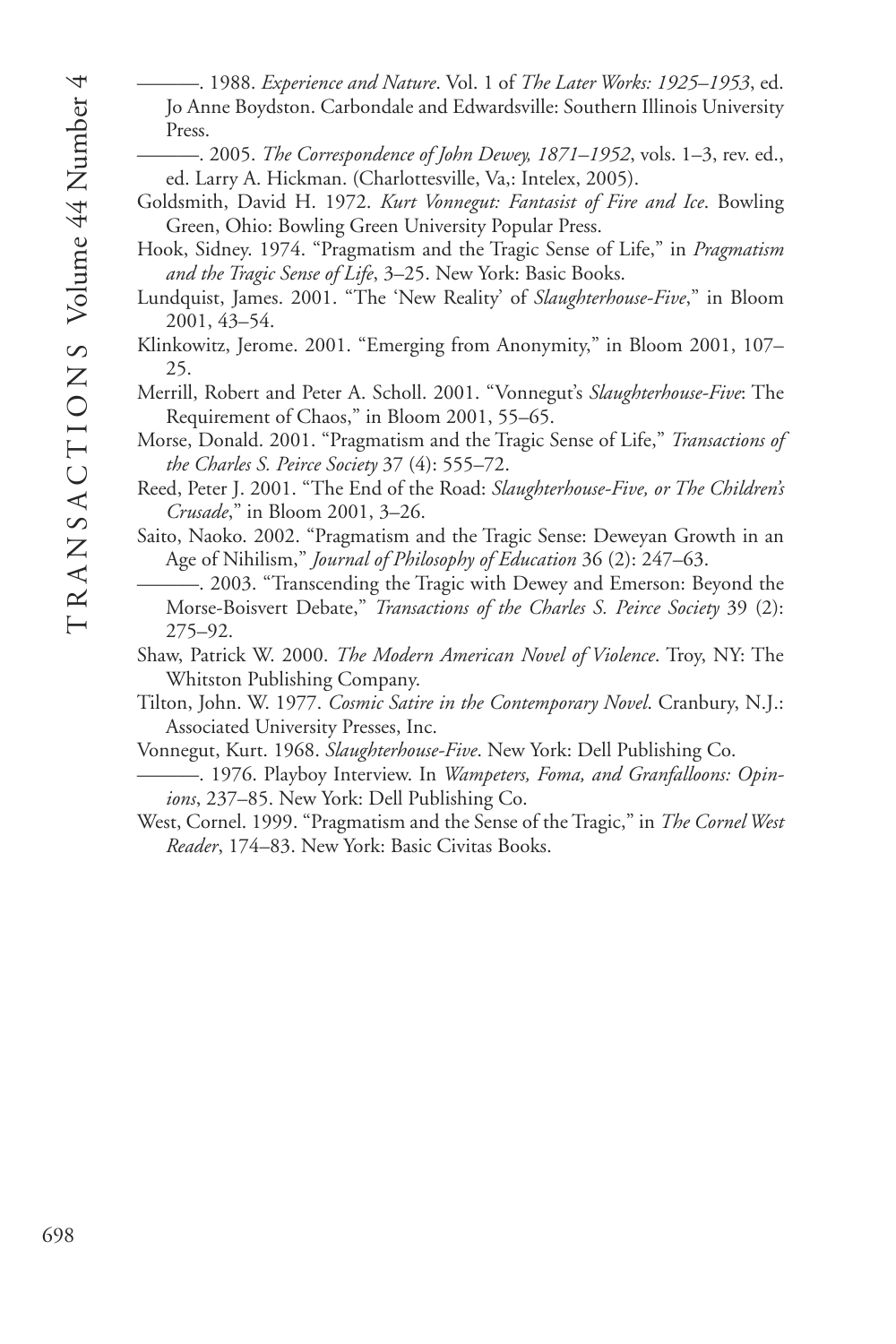———. 1988. *Experience and Nature*. Vol. 1 of *The Later Works: 1925–1953*, ed. Jo Anne Boydston. Carbondale and Edwardsville: Southern Illinois University Press.

———. 2005. *The Correspondence of John Dewey, 1871–1952*, vols. 1–3, rev. ed., ed. Larry A. Hickman. (Charlottesville, Va,: Intelex, 2005).

Goldsmith, David H. 1972. *Kurt Vonnegut: Fantasist of Fire and Ice*. Bowling Green, Ohio: Bowling Green University Popular Press.

Hook, Sidney. 1974. "Pragmatism and the Tragic Sense of Life," in *Pragmatism and the Tragic Sense of Life*, 3–25. New York: Basic Books.

Lundquist, James. 2001. "The 'New Reality' of *Slaughterhouse-Five*," in Bloom 2001, 43–54.

Klinkowitz, Jerome. 2001. "Emerging from Anonymity," in Bloom 2001, 107–25.

Merrill, Robert and Peter A. Scholl. 2001. "Vonnegut's *Slaughterhouse-Five*: The Requirement of Chaos," in Bloom 2001, 55–65.

Morse, Donald. 2001. "Pragmatism and the Tragic Sense of Life," *Transactions of the Charles S. Peirce Society* 37 (4): 555–72.

Reed, Peter J. 2001. "The End of the Road: *Slaughterhouse-Five, or The Children's Crusade*," in Bloom 2001, 3–26.

Saito, Naoko. 2002. "Pragmatism and the Tragic Sense: Deweyan Growth in an Age of Nihilism," *Journal of Philosophy of Education* 36 (2): 247–63.

———. 2003. "Transcending the Tragic with Dewey and Emerson: Beyond the Morse-Boisvert Debate," *Transactions of the Charles S. Peirce Society* 39 (2): 275–92.

Shaw, Patrick W. 2000. *The Modern American Novel of Violence*. Troy, NY: The Whitston Publishing Company.

Tilton, John. W. 1977. *Cosmic Satire in the Contemporary Novel*. Cranbury, N.J.: Associated University Presses, Inc.

Vonnegut, Kurt. 1968. *Slaughterhouse-Five*. New York: Dell Publishing Co.

———. 1976. Playboy Interview. In *Wampeters, Foma, and Granfalloons: Opinions*, 237–85. New York: Dell Publishing Co.

West, Cornel. 1999. "Pragmatism and the Sense of the Tragic," in *The Cornel West Reader*, 174–83. New York: Basic Civitas Books.